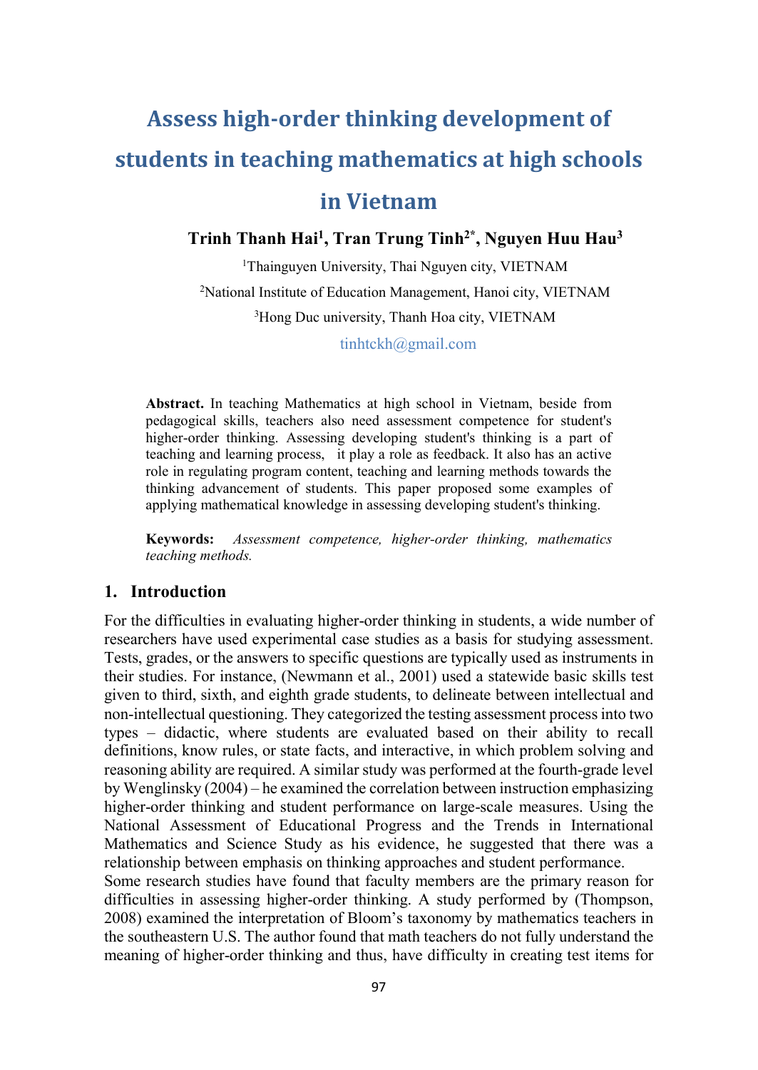# Assess high-order thinking development of students in teaching mathematics at high schools in Vietnam

**Trinh Thanh Hai[1], Tran Trung Tinh[2*], Nguyen Huu Hau[3]**

[1]Thainguyen University, Thai Nguyen city, VIETNAM

[2]National Institute of Education Management, Hanoi city, VIETNAM

[3]Hong Duc university, Thanh Hoa city, VIETNAM

tinhtckh@gmail.com

**Abstract.** In teaching Mathematics at high school in Vietnam, beside from pedagogical skills, teachers also need assessment competence for student's higher-order thinking. Assessing developing student's thinking is a part of teaching and learning process, it play a role as feedback. It also has an active role in regulating program content, teaching and learning methods towards the thinking advancement of students. This paper proposed some examples of applying mathematical knowledge in assessing developing student's thinking.

**Keywords:** *Assessment competence, higher-order thinking, mathematics teaching methods.*

## 1. Introduction

For the difficulties in evaluating higher-order thinking in students, a wide number of researchers have used experimental case studies as a basis for studying assessment. Tests, grades, or the answers to specific questions are typically used as instruments in their studies. For instance, (Newmann et al., 2001) used a statewide basic skills test given to third, sixth, and eighth grade students, to delineate between intellectual and non-intellectual questioning. They categorized the testing assessment process into two types – didactic, where students are evaluated based on their ability to recall definitions, know rules, or state facts, and interactive, in which problem solving and reasoning ability are required. A similar study was performed at the fourth-grade level by Wenglinsky (2004) – he examined the correlation between instruction emphasizing higher-order thinking and student performance on large-scale measures. Using the National Assessment of Educational Progress and the Trends in International Mathematics and Science Study as his evidence, he suggested that there was a relationship between emphasis on thinking approaches and student performance.

Some research studies have found that faculty members are the primary reason for difficulties in assessing higher-order thinking. A study performed by (Thompson, 2008) examined the interpretation of Bloom's taxonomy by mathematics teachers in the southeastern U.S. The author found that math teachers do not fully understand the meaning of higher-order thinking and thus, have difficulty in creating test items for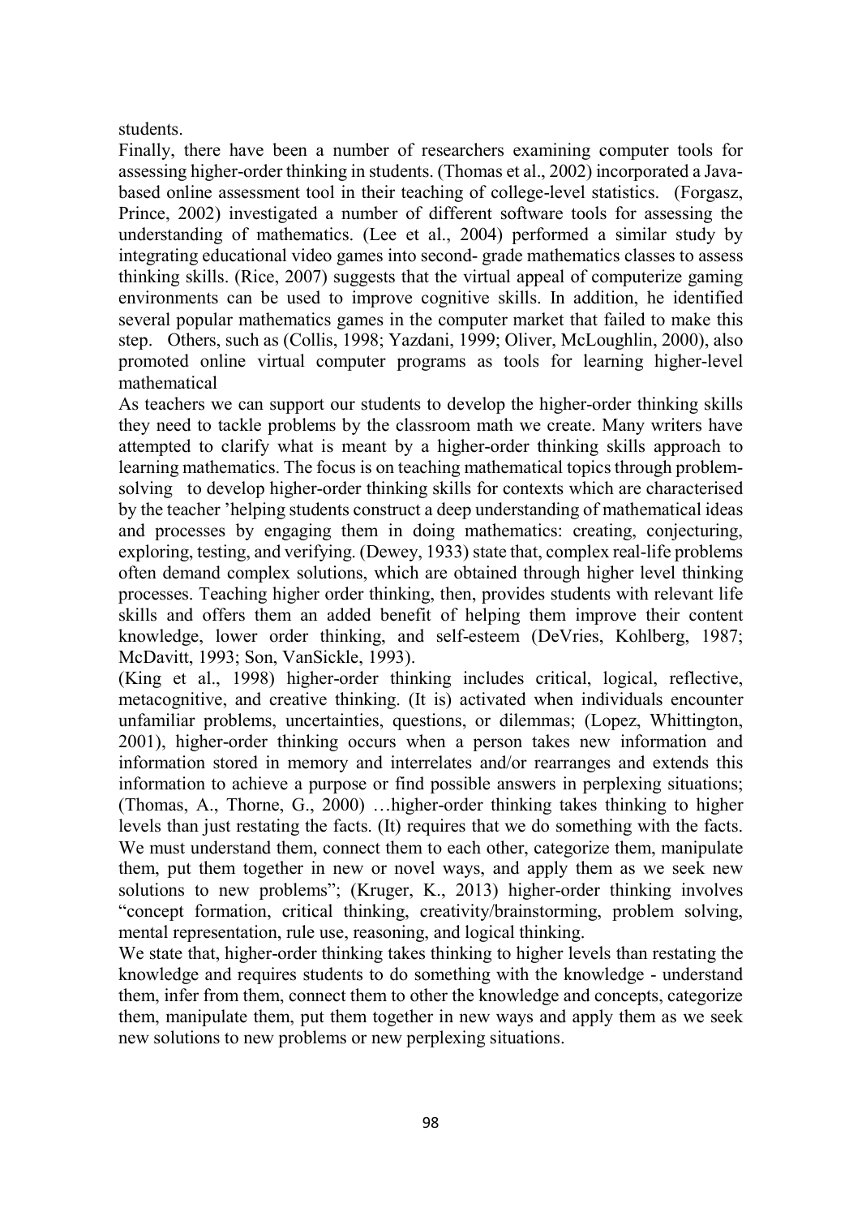students.

Finally, there have been a number of researchers examining computer tools for assessing higher-order thinking in students. (Thomas et al., 2002) incorporated a Java-based online assessment tool in their teaching of college-level statistics. (Forgasz, Prince, 2002) investigated a number of different software tools for assessing the understanding of mathematics. (Lee et al., 2004) performed a similar study by integrating educational video games into second- grade mathematics classes to assess thinking skills. (Rice, 2007) suggests that the virtual appeal of computerize gaming environments can be used to improve cognitive skills. In addition, he identified several popular mathematics games in the computer market that failed to make this step. Others, such as (Collis, 1998; Yazdani, 1999; Oliver, McLoughlin, 2000), also promoted online virtual computer programs as tools for learning higher-level mathematical

As teachers we can support our students to develop the higher-order thinking skills they need to tackle problems by the classroom math we create. Many writers have attempted to clarify what is meant by a higher-order thinking skills approach to learning mathematics. The focus is on teaching mathematical topics through problem-solving to develop higher-order thinking skills for contexts which are characterised by the teacher 'helping students construct a deep understanding of mathematical ideas and processes by engaging them in doing mathematics: creating, conjecturing, exploring, testing, and verifying. (Dewey, 1933) state that, complex real-life problems often demand complex solutions, which are obtained through higher level thinking processes. Teaching higher order thinking, then, provides students with relevant life skills and offers them an added benefit of helping them improve their content knowledge, lower order thinking, and self-esteem (DeVries, Kohlberg, 1987; McDavitt, 1993; Son, VanSickle, 1993).

(King et al., 1998) higher-order thinking includes critical, logical, reflective, metacognitive, and creative thinking. (It is) activated when individuals encounter unfamiliar problems, uncertainties, questions, or dilemmas; (Lopez, Whittington, 2001), higher-order thinking occurs when a person takes new information and information stored in memory and interrelates and/or rearranges and extends this information to achieve a purpose or find possible answers in perplexing situations; (Thomas, A., Thorne, G., 2000) …higher-order thinking takes thinking to higher levels than just restating the facts. (It) requires that we do something with the facts. We must understand them, connect them to each other, categorize them, manipulate them, put them together in new or novel ways, and apply them as we seek new solutions to new problems"; (Kruger, K., 2013) higher-order thinking involves "concept formation, critical thinking, creativity/brainstorming, problem solving, mental representation, rule use, reasoning, and logical thinking.

We state that, higher-order thinking takes thinking to higher levels than restating the knowledge and requires students to do something with the knowledge - understand them, infer from them, connect them to other the knowledge and concepts, categorize them, manipulate them, put them together in new ways and apply them as we seek new solutions to new problems or new perplexing situations.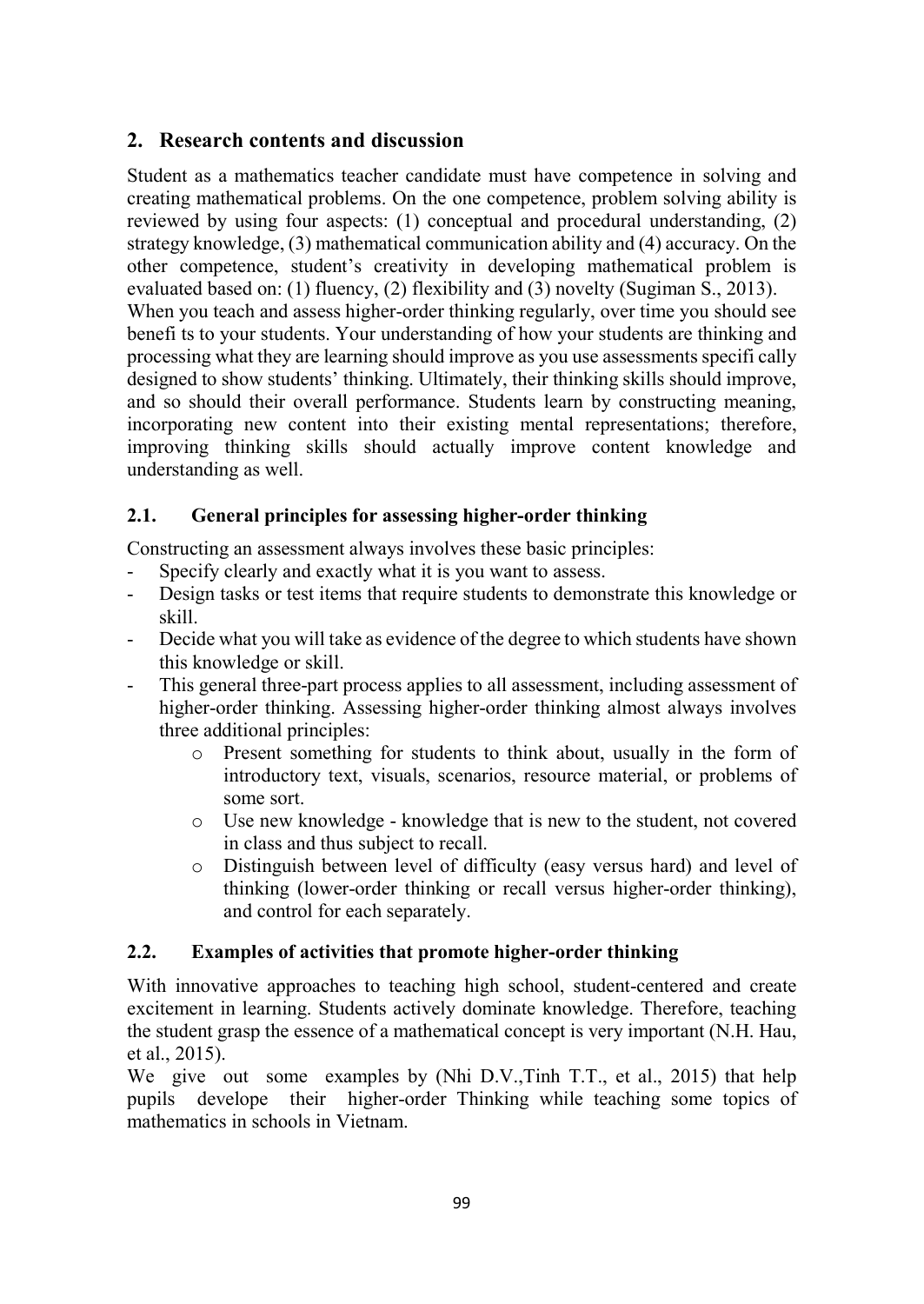## 2. Research contents and discussion

Student as a mathematics teacher candidate must have competence in solving and creating mathematical problems. On the one competence, problem solving ability is reviewed by using four aspects: (1) conceptual and procedural understanding, (2) strategy knowledge, (3) mathematical communication ability and (4) accuracy. On the other competence, student's creativity in developing mathematical problem is evaluated based on: (1) fluency, (2) flexibility and (3) novelty (Sugiman S., 2013).

When you teach and assess higher-order thinking regularly, over time you should see benefi ts to your students. Your understanding of how your students are thinking and processing what they are learning should improve as you use assessments specifi cally designed to show students' thinking. Ultimately, their thinking skills should improve, and so should their overall performance. Students learn by constructing meaning, incorporating new content into their existing mental representations; therefore, improving thinking skills should actually improve content knowledge and understanding as well.

### 2.1. General principles for assessing higher-order thinking

Constructing an assessment always involves these basic principles:

- Specify clearly and exactly what it is you want to assess.
- Design tasks or test items that require students to demonstrate this knowledge or skill.
- Decide what you will take as evidence of the degree to which students have shown this knowledge or skill.
- This general three-part process applies to all assessment, including assessment of higher-order thinking. Assessing higher-order thinking almost always involves three additional principles:
    - Present something for students to think about, usually in the form of introductory text, visuals, scenarios, resource material, or problems of some sort.
    - Use new knowledge - knowledge that is new to the student, not covered in class and thus subject to recall.
    - Distinguish between level of difficulty (easy versus hard) and level of thinking (lower-order thinking or recall versus higher-order thinking), and control for each separately.

### 2.2. Examples of activities that promote higher-order thinking

With innovative approaches to teaching high school, student-centered and create excitement in learning. Students actively dominate knowledge. Therefore, teaching the student grasp the essence of a mathematical concept is very important (N.H. Hau, et al., 2015).

We give out some examples by (Nhi D.V.,Tinh T.T., et al., 2015) that help pupils develope their higher-order Thinking while teaching some topics of mathematics in schools in Vietnam.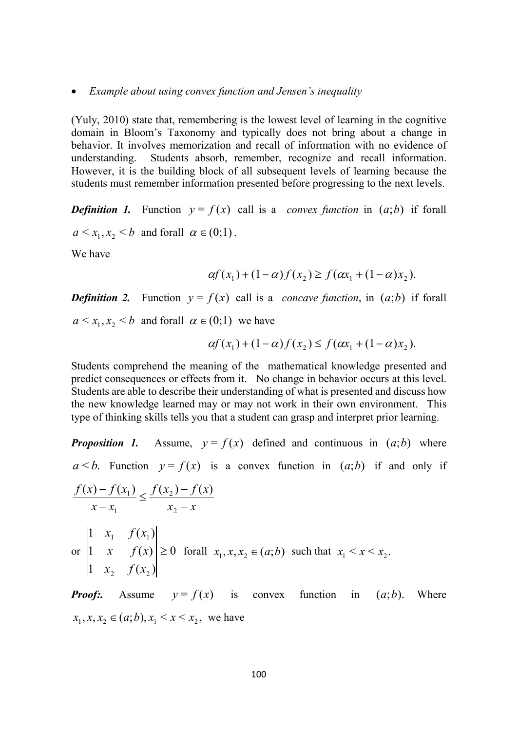- *Example about using convex function and Jensen's inequality*

(Yuly, 2010) state that, remembering is the lowest level of learning in the cognitive domain in Bloom's Taxonomy and typically does not bring about a change in behavior. It involves memorization and recall of information with no evidence of understanding. Students absorb, remember, recognize and recall information. However, it is the building block of all subsequent levels of learning because the students must remember information presented before progressing to the next levels.

***Definition 1.*** Function $y = f(x)$ call is a *convex function* in $(a;b)$ if forall $a < x_1, x_2 < b$ and forall $\alpha \in (0;1)$.

We have

$$\alpha f(x_1) + (1-\alpha) f(x_2) \geq f(\alpha x_1 + (1-\alpha) x_2).$$

***Definition 2.*** Function $y = f(x)$ call is a *concave function*, in $(a;b)$ if forall $a < x_1, x_2 < b$ and forall $\alpha \in (0;1)$ we have

$$\alpha f(x_1) + (1-\alpha) f(x_2) \leq f(\alpha x_1 + (1-\alpha) x_2).$$

Students comprehend the meaning of the mathematical knowledge presented and predict consequences or effects from it. No change in behavior occurs at this level. Students are able to describe their understanding of what is presented and discuss how the new knowledge learned may or may not work in their own environment. This type of thinking skills tells you that a student can grasp and interpret prior learning.

***Proposition 1.*** Assume, $y = f(x)$ defined and continuous in $(a;b)$ where $a < b$. Function $y = f(x)$ is a convex function in $(a;b)$ if and only if

$$\frac{f(x) - f(x_1)}{x - x_1} \leq \frac{f(x_2) - f(x)}{x_2 - x}$$

or $\begin{vmatrix} 1 & x_1 & f(x_1) \\ 1 & x & f(x) \\ 1 & x_2 & f(x_2) \end{vmatrix} \geq 0$ forall $x_1, x, x_2 \in (a;b)$ such that $x_1 < x < x_2$.

***Proof:.*** Assume $y = f(x)$ is convex function in $(a;b)$. Where $x_1, x, x_2 \in (a;b), x_1 < x < x_2,$ we have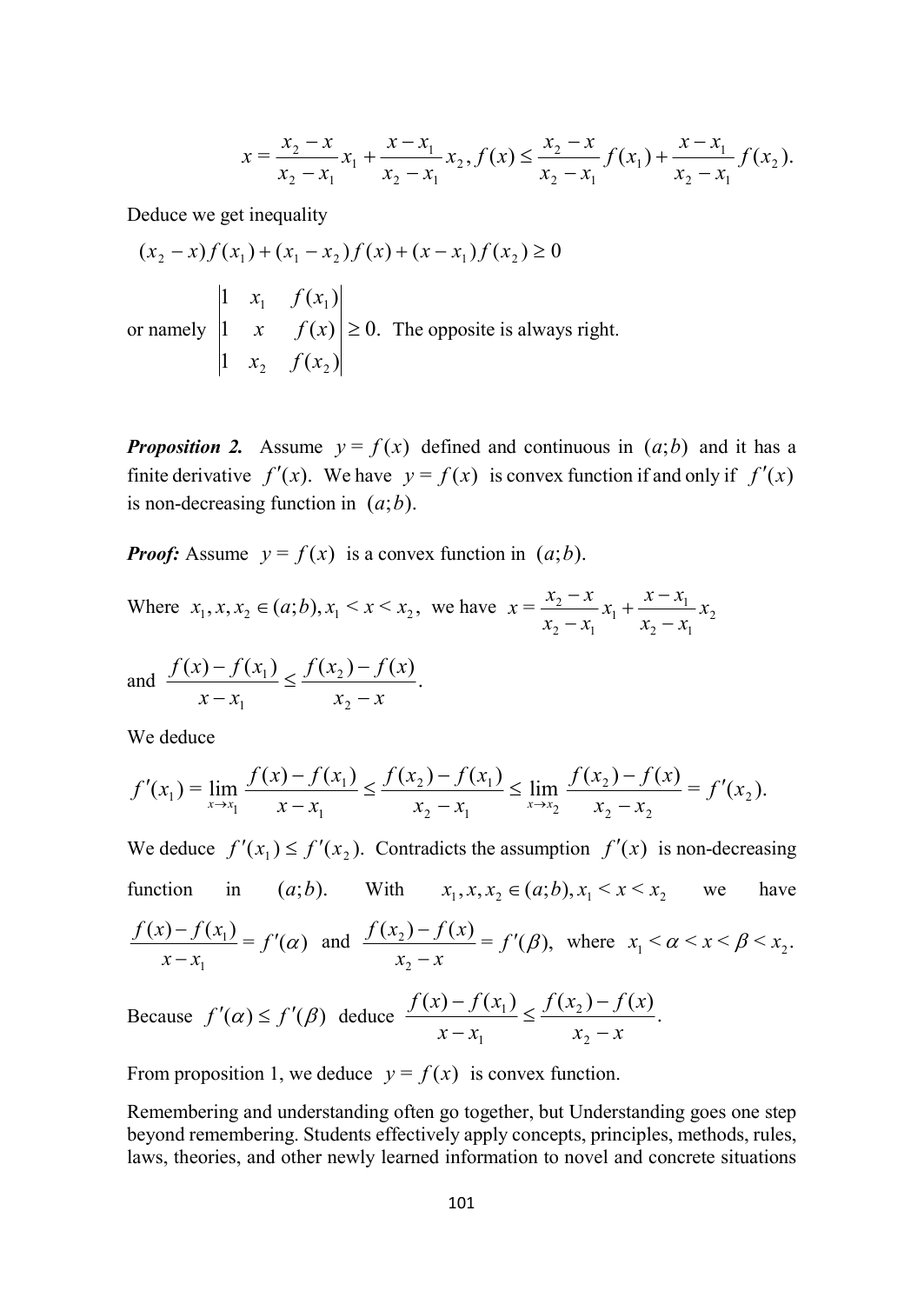$$x = \frac{x_2 - x}{x_2 - x_1}x_1 + \frac{x - x_1}{x_2 - x_1}x_2, f(x) \le \frac{x_2 - x}{x_2 - x_1}f(x_1) + \frac{x - x_1}{x_2 - x_1}f(x_2).$$

Deduce we get inequality

$$(x_2 - x)f(x_1) + (x_1 - x_2)f(x) + (x - x_1)f(x_2) \ge 0$$

or namely $\begin{vmatrix} 1 & x_1 & f(x_1) \\ 1 & x & f(x) \\ 1 & x_2 & f(x_2) \end{vmatrix} \ge 0.$ The opposite is always right.

***Proposition 2.*** Assume $y = f(x)$ defined and continuous in $(a;b)$ and it has a finite derivative $f'(x)$. We have $y = f(x)$ is convex function if and only if $f'(x)$ is non-decreasing function in $(a;b)$.

***Proof:*** Assume $y = f(x)$ is a convex function in $(a;b)$.

Where $x_1, x, x_2 \in (a;b), x_1 < x < x_2$, we have $x = \frac{x_2 - x}{x_2 - x_1}x_1 + \frac{x - x_1}{x_2 - x_1}x_2$

and $\frac{f(x) - f(x_1)}{x - x_1} \le \frac{f(x_2) - f(x)}{x_2 - x}$.

We deduce

$$f'(x_1) = \lim_{x \to x_1} \frac{f(x) - f(x_1)}{x - x_1} \le \frac{f(x_2) - f(x_1)}{x_2 - x_1} \le \lim_{x \to x_2} \frac{f(x_2) - f(x)}{x_2 - x_2} = f'(x_2).$$

We deduce $f'(x_1) \le f'(x_2)$. Contradicts the assumption $f'(x)$ is non-decreasing function in $(a;b)$. With $x_1, x, x_2 \in (a;b), x_1 < x < x_2$ we have $\frac{f(x) - f(x_1)}{x - x_1} = f'(\alpha)$ and $\frac{f(x_2) - f(x)}{x_2 - x} = f'(\beta)$, where $x_1 < \alpha < x < \beta < x_2$.

Because $f'(\alpha) \le f'(\beta)$ deduce $\frac{f(x) - f(x_1)}{x - x_1} \le \frac{f(x_2) - f(x)}{x_2 - x}$.

From proposition 1, we deduce $y = f(x)$ is convex function.

Remembering and understanding often go together, but Understanding goes one step beyond remembering. Students effectively apply concepts, principles, methods, rules, laws, theories, and other newly learned information to novel and concrete situations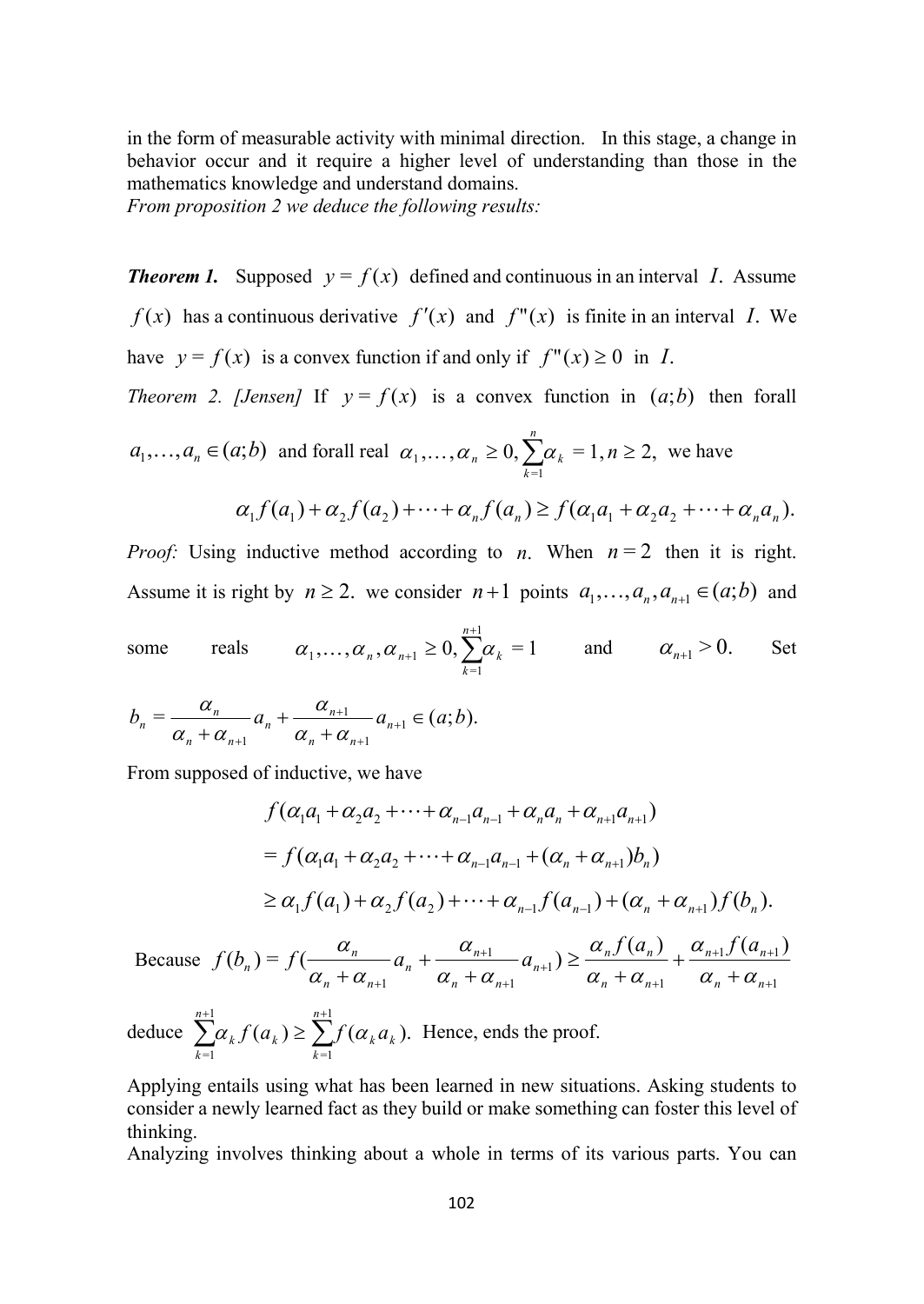in the form of measurable activity with minimal direction. In this stage, a change in behavior occur and it require a higher level of understanding than those in the mathematics knowledge and understand domains.

*From proposition 2 we deduce the following results:*

***Theorem 1.*** Supposed $y = f(x)$ defined and continuous in an interval $I$. Assume $f(x)$ has a continuous derivative $f'(x)$ and $f''(x)$ is finite in an interval $I$. We have $y = f(x)$ is a convex function if and only if $f''(x) \geq 0$ in $I$.

*Theorem 2. [Jensen]* If $y = f(x)$ is a convex function in $(a;b)$ then forall $a_1, \ldots, a_n \in (a;b)$ and forall real $\alpha_1, \ldots, \alpha_n \geq 0, \sum_{k=1}^{n} \alpha_k = 1, n \geq 2,$ we have

$$\alpha_1 f(a_1) + \alpha_2 f(a_2) + \cdots + \alpha_n f(a_n) \geq f(\alpha_1 a_1 + \alpha_2 a_2 + \cdots + \alpha_n a_n).$$

*Proof:* Using inductive method according to $n$. When $n = 2$ then it is right. Assume it is right by $n \geq 2$. we consider $n+1$ points $a_1, \ldots, a_n, a_{n+1} \in (a;b)$ and some reals $\alpha_1, \ldots, \alpha_n, \alpha_{n+1} \geq 0, \sum_{k=1}^{n+1} \alpha_k = 1$ and $\alpha_{n+1} > 0.$ Set

$$b_n = \frac{\alpha_n}{\alpha_n + \alpha_{n+1}} a_n + \frac{\alpha_{n+1}}{\alpha_n + \alpha_{n+1}} a_{n+1} \in (a;b).$$

From supposed of inductive, we have

$$\begin{aligned} & f(\alpha_1 a_1 + \alpha_2 a_2 + \cdots + \alpha_{n-1} a_{n-1} + \alpha_n a_n + \alpha_{n+1} a_{n+1}) \\ & = f(\alpha_1 a_1 + \alpha_2 a_2 + \cdots + \alpha_{n-1} a_{n-1} + (\alpha_n + \alpha_{n+1}) b_n) \\ & \geq \alpha_1 f(a_1) + \alpha_2 f(a_2) + \cdots + \alpha_{n-1} f(a_{n-1}) + (\alpha_n + \alpha_{n+1}) f(b_n). \end{aligned}$$

Because $f(b_n) = f(\frac{\alpha_n}{\alpha_n + \alpha_{n+1}} a_n + \frac{\alpha_{n+1}}{\alpha_n + \alpha_{n+1}} a_{n+1}) \geq \frac{\alpha_n f(a_n)}{\alpha_n + \alpha_{n+1}} + \frac{\alpha_{n+1} f(a_{n+1})}{\alpha_n + \alpha_{n+1}}$

deduce $\sum_{k=1}^{n+1} \alpha_k f(a_k) \geq \sum_{k=1}^{n+1} f(\alpha_k a_k).$ Hence, ends the proof.

Applying entails using what has been learned in new situations. Asking students to consider a newly learned fact as they build or make something can foster this level of thinking.

Analyzing involves thinking about a whole in terms of its various parts. You can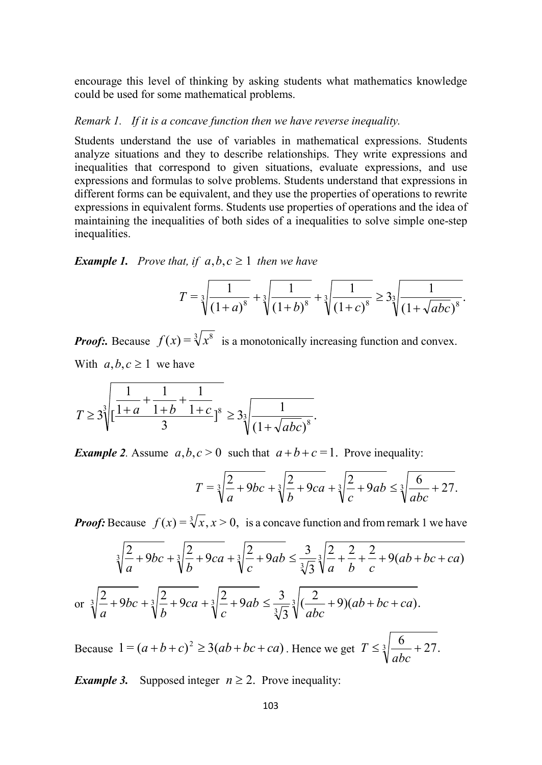encourage this level of thinking by asking students what mathematics knowledge could be used for some mathematical problems.

*Remark 1. If it is a concave function then we have reverse inequality.*

Students understand the use of variables in mathematical expressions. Students analyze situations and they to describe relationships. They write expressions and inequalities that correspond to given situations, evaluate expressions, and use expressions and formulas to solve problems. Students understand that expressions in different forms can be equivalent, and they use the properties of operations to rewrite expressions in equivalent forms. Students use properties of operations and the idea of maintaining the inequalities of both sides of a inequalities to solve simple one-step inequalities.

***Example 1.*** *Prove that, if* $a, b, c \geq 1$ *then we have*

$$T = \sqrt[3]{\frac{1}{(1+a)^8}} + \sqrt[3]{\frac{1}{(1+b)^8}} + \sqrt[3]{\frac{1}{(1+c)^8}} \geq 3\sqrt[3]{\frac{1}{(1+\sqrt{abc})^8}}.$$

***Proof:.*** Because $f(x) = \sqrt[3]{x^8}$ is a monotonically increasing function and convex.

With $a, b, c \geq 1$ we have

$$T \geq 3\sqrt[3]{\left[\frac{\frac{1}{1+a} + \frac{1}{1+b} + \frac{1}{1+c}}{3}\right]^8} \geq 3\sqrt[3]{\frac{1}{(1+\sqrt{abc})^8}}.$$

***Example 2.*** Assume $a, b, c > 0$ such that $a + b + c = 1$. Prove inequality:

$$T = \sqrt[3]{\frac{2}{a} + 9bc} + \sqrt[3]{\frac{2}{b} + 9ca} + \sqrt[3]{\frac{2}{c} + 9ab} \leq \sqrt[3]{\frac{6}{abc} + 27}.$$

***Proof:*** Because $f(x) = \sqrt[3]{x}, x > 0,$ is a concave function and from remark 1 we have

$$\sqrt[3]{\frac{2}{a} + 9bc} + \sqrt[3]{\frac{2}{b} + 9ca} + \sqrt[3]{\frac{2}{c} + 9ab} \leq \frac{3}{\sqrt[3]{3}}\sqrt[3]{\frac{2}{a} + \frac{2}{b} + \frac{2}{c} + 9(ab + bc + ca)}$$

or $\sqrt[3]{\frac{2}{a} + 9bc} + \sqrt[3]{\frac{2}{b} + 9ca} + \sqrt[3]{\frac{2}{c} + 9ab} \leq \frac{3}{\sqrt[3]{3}}\sqrt[3]{\left(\frac{2}{abc} + 9\right)(ab + bc + ca)}.$

Because $1 = (a + b + c)^2 \geq 3(ab + bc + ca)$. Hence we get $T \leq \sqrt[3]{\frac{6}{abc} + 27}.$

***Example 3.*** Supposed integer $n \geq 2$. Prove inequality: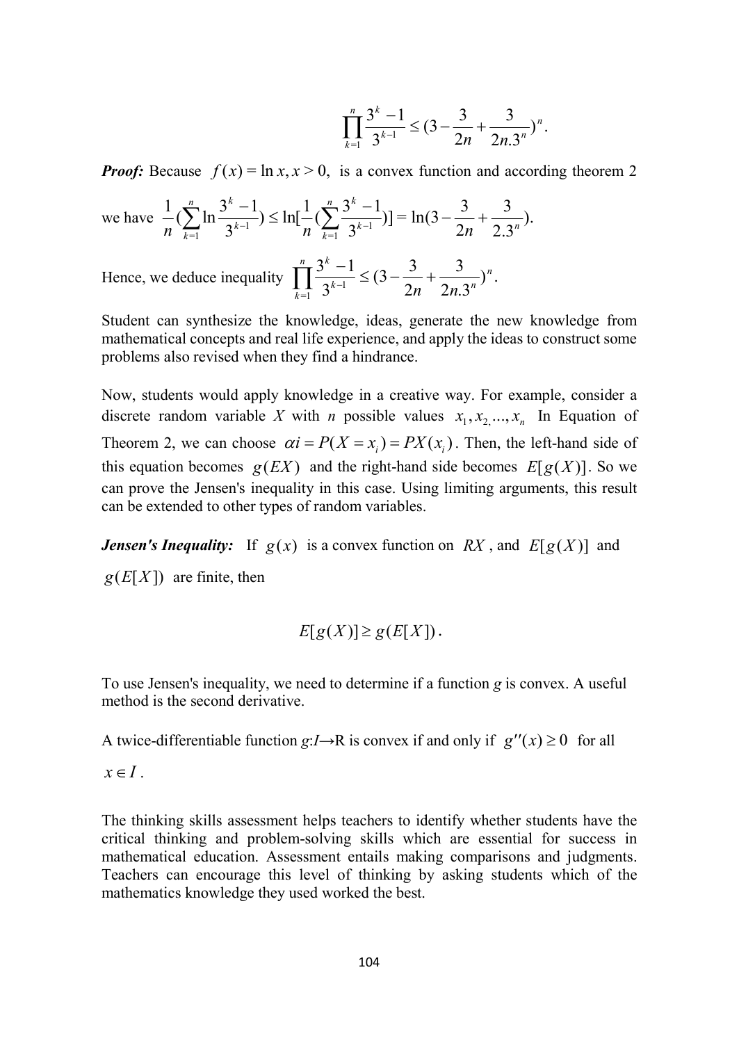$$\prod_{k=1}^{n} \frac{3^k - 1}{3^{k-1}} \leq (3 - \frac{3}{2n} + \frac{3}{2n.3^n})^n.$$

***Proof:*** Because $f(x) = \ln x, x > 0,$ is a convex function and according theorem 2 we have $\frac{1}{n}(\sum_{k=1}^{n} \ln \frac{3^k - 1}{3^{k-1}}) \leq \ln[\frac{1}{n}(\sum_{k=1}^{n} \frac{3^k - 1}{3^{k-1}})] = \ln(3 - \frac{3}{2n} + \frac{3}{2.3^n}).$

Hence, we deduce inequality $\prod_{k=1}^{n} \frac{3^k - 1}{3^{k-1}} \leq (3 - \frac{3}{2n} + \frac{3}{2n.3^n})^n.$

Student can synthesize the knowledge, ideas, generate the new knowledge from mathematical concepts and real life experience, and apply the ideas to construct some problems also revised when they find a hindrance.

Now, students would apply knowledge in a creative way. For example, consider a discrete random variable *X* with *n* possible values $x_1, x_2, ..., x_n$ In Equation of Theorem 2, we can choose $\alpha i = P(X = x_i) = PX(x_i)$. Then, the left-hand side of this equation becomes $g(EX)$ and the right-hand side becomes $E[g(X)]$. So we can prove the Jensen's inequality in this case. Using limiting arguments, this result can be extended to other types of random variables.

***Jensen's Inequality:*** If $g(x)$ is a convex function on $RX$, and $E[g(X)]$ and $g(E[X])$ are finite, then

$$E[g(X)] \geq g(E[X]).$$

To use Jensen's inequality, we need to determine if a function *g* is convex. A useful method is the second derivative.

A twice-differentiable function *g*:*I*→R is convex if and only if $g''(x) \geq 0$ for all $x \in I$.

The thinking skills assessment helps teachers to identify whether students have the critical thinking and problem-solving skills which are essential for success in mathematical education. Assessment entails making comparisons and judgments. Teachers can encourage this level of thinking by asking students which of the mathematics knowledge they used worked the best.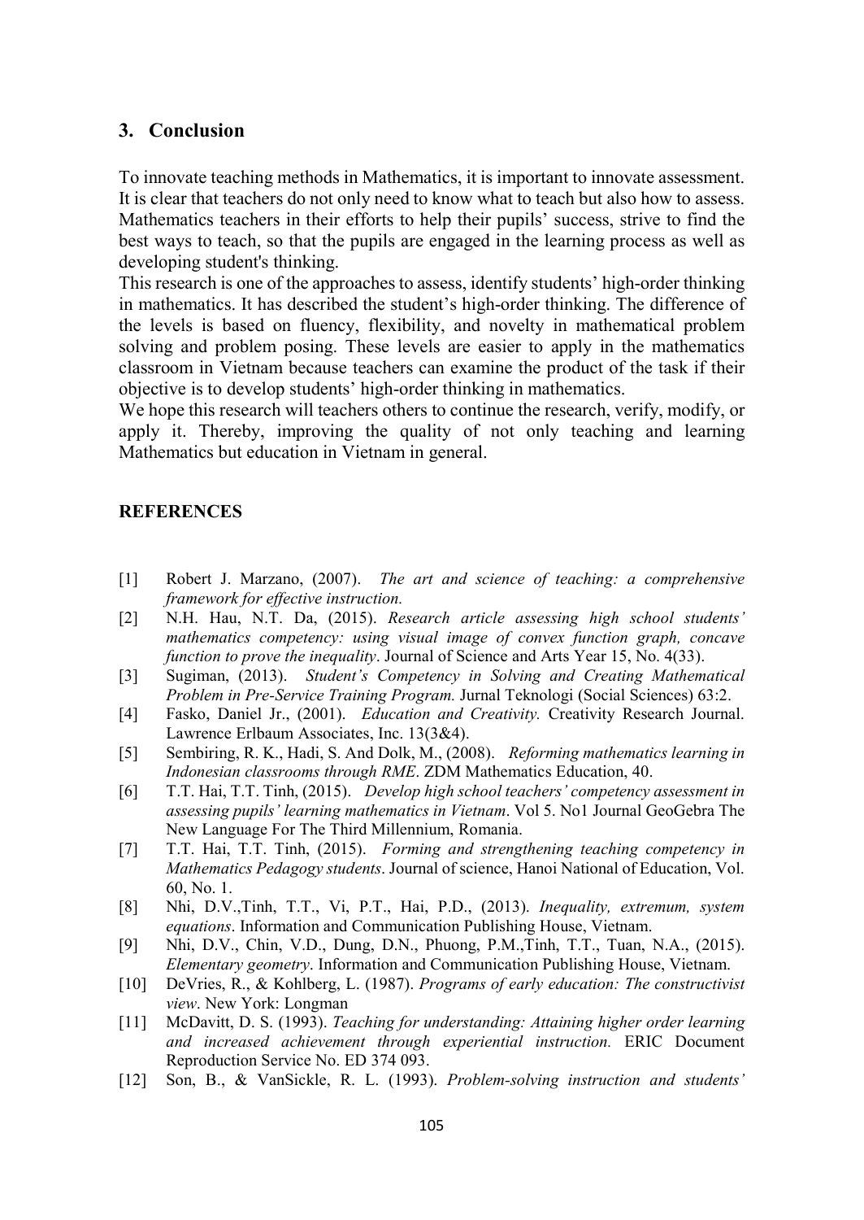## 3. Conclusion

To innovate teaching methods in Mathematics, it is important to innovate assessment. It is clear that teachers do not only need to know what to teach but also how to assess. Mathematics teachers in their efforts to help their pupils' success, strive to find the best ways to teach, so that the pupils are engaged in the learning process as well as developing student's thinking.

This research is one of the approaches to assess, identify students' high-order thinking in mathematics. It has described the student's high-order thinking. The difference of the levels is based on fluency, flexibility, and novelty in mathematical problem solving and problem posing. These levels are easier to apply in the mathematics classroom in Vietnam because teachers can examine the product of the task if their objective is to develop students' high-order thinking in mathematics.

We hope this research will teachers others to continue the research, verify, modify, or apply it. Thereby, improving the quality of not only teaching and learning Mathematics but education in Vietnam in general.

## REFERENCES

[1] Robert J. Marzano, (2007). *The art and science of teaching: a comprehensive framework for effective instruction.*

[2] N.H. Hau, N.T. Da, (2015). *Research article assessing high school students' mathematics competency: using visual image of convex function graph, concave function to prove the inequality*. Journal of Science and Arts Year 15, No. 4(33).

[3] Sugiman, (2013). *Student's Competency in Solving and Creating Mathematical Problem in Pre-Service Training Program.* Jurnal Teknologi (Social Sciences) 63:2.

[4] Fasko, Daniel Jr., (2001). *Education and Creativity.* Creativity Research Journal. Lawrence Erlbaum Associates, Inc. 13(3&4).

[5] Sembiring, R. K., Hadi, S. And Dolk, M., (2008). *Reforming mathematics learning in Indonesian classrooms through RME*. ZDM Mathematics Education, 40.

[6] T.T. Hai, T.T. Tinh, (2015). *Develop high school teachers' competency assessment in assessing pupils' learning mathematics in Vietnam*. Vol 5. No1 Journal GeoGebra The New Language For The Third Millennium, Romania.

[7] T.T. Hai, T.T. Tinh, (2015). *Forming and strengthening teaching competency in Mathematics Pedagogy students*. Journal of science, Hanoi National of Education, Vol. 60, No. 1.

[8] Nhi, D.V.,Tinh, T.T., Vi, P.T., Hai, P.D., (2013). *Inequality, extremum, system equations*. Information and Communication Publishing House, Vietnam.

[9] Nhi, D.V., Chin, V.D., Dung, D.N., Phuong, P.M.,Tinh, T.T., Tuan, N.A., (2015). *Elementary geometry*. Information and Communication Publishing House, Vietnam.

[10] DeVries, R., & Kohlberg, L. (1987). *Programs of early education: The constructivist view*. New York: Longman

[11] McDavitt, D. S. (1993). *Teaching for understanding: Attaining higher order learning and increased achievement through experiential instruction.* ERIC Document Reproduction Service No. ED 374 093.

[12] Son, B., & VanSickle, R. L. (1993). *Problem-solving instruction and students'*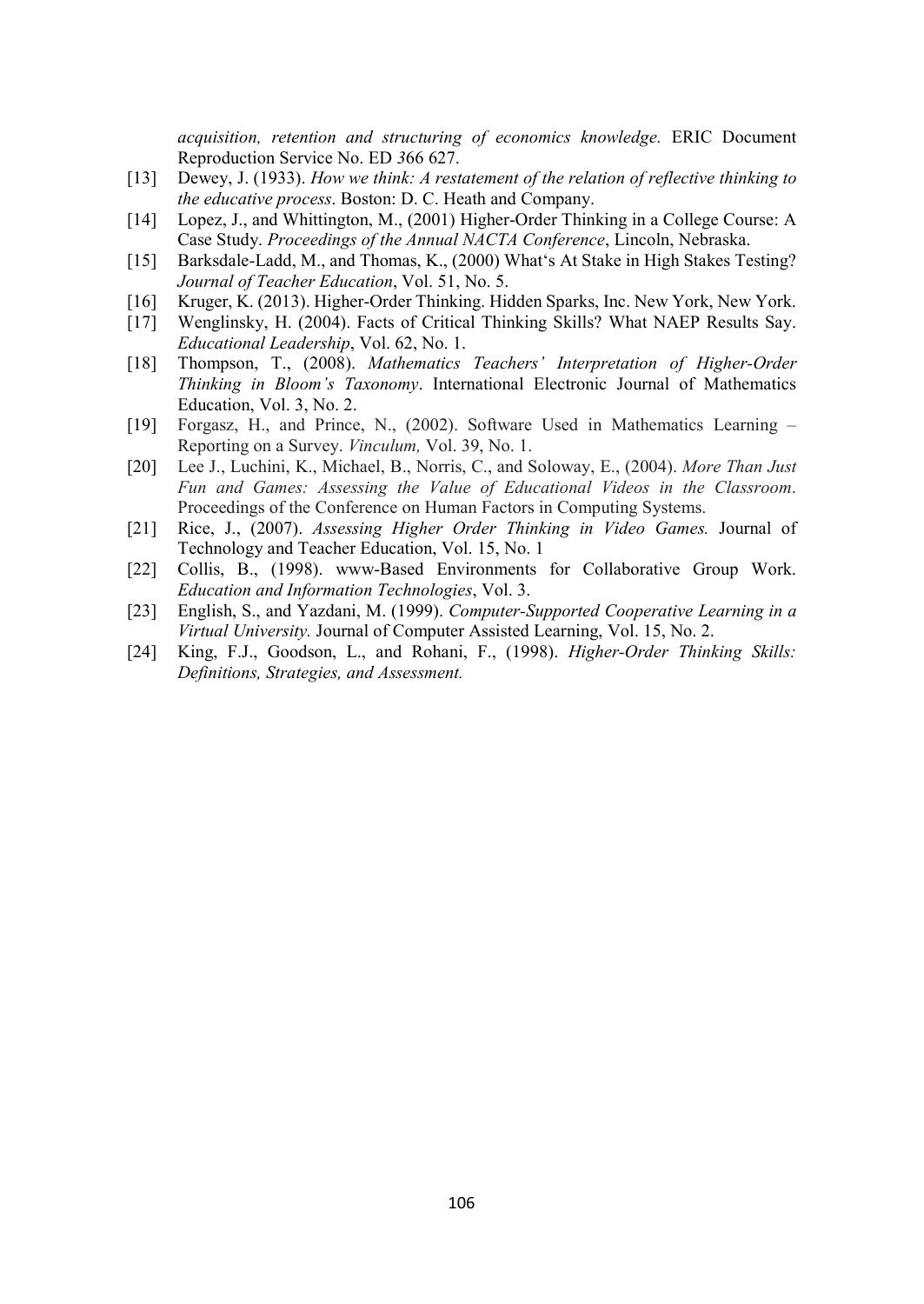*acquisition, retention and structuring of economics knowledge.* ERIC Document Reproduction Service No. ED 366 627.

[13] Dewey, J. (1933). *How we think: A restatement of the relation of reflective thinking to the educative process*. Boston: D. C. Heath and Company.

[14] Lopez, J., and Whittington, M., (2001) Higher-Order Thinking in a College Course: A Case Study. *Proceedings of the Annual NACTA Conference*, Lincoln, Nebraska.

[15] Barksdale-Ladd, M., and Thomas, K., (2000) What's At Stake in High Stakes Testing? *Journal of Teacher Education*, Vol. 51, No. 5.

[16] Kruger, K. (2013). Higher-Order Thinking. Hidden Sparks, Inc. New York, New York.

[17] Wenglinsky, H. (2004). Facts of Critical Thinking Skills? What NAEP Results Say. *Educational Leadership*, Vol. 62, No. 1.

[18] Thompson, T., (2008). *Mathematics Teachers' Interpretation of Higher-Order Thinking in Bloom's Taxonomy*. International Electronic Journal of Mathematics Education, Vol. 3, No. 2.

[19] Forgasz, H., and Prince, N., (2002). Software Used in Mathematics Learning – Reporting on a Survey. *Vinculum,* Vol. 39, No. 1.

[20] Lee J., Luchini, K., Michael, B., Norris, C., and Soloway, E., (2004). *More Than Just Fun and Games: Assessing the Value of Educational Videos in the Classroom*. Proceedings of the Conference on Human Factors in Computing Systems.

[21] Rice, J., (2007). *Assessing Higher Order Thinking in Video Games.* Journal of Technology and Teacher Education, Vol. 15, No. 1

[22] Collis, B., (1998). www-Based Environments for Collaborative Group Work. *Education and Information Technologies*, Vol. 3.

[23] English, S., and Yazdani, M. (1999). *Computer-Supported Cooperative Learning in a Virtual University.* Journal of Computer Assisted Learning, Vol. 15, No. 2.

[24] King, F.J., Goodson, L., and Rohani, F., (1998). *Higher-Order Thinking Skills: Definitions, Strategies, and Assessment.*